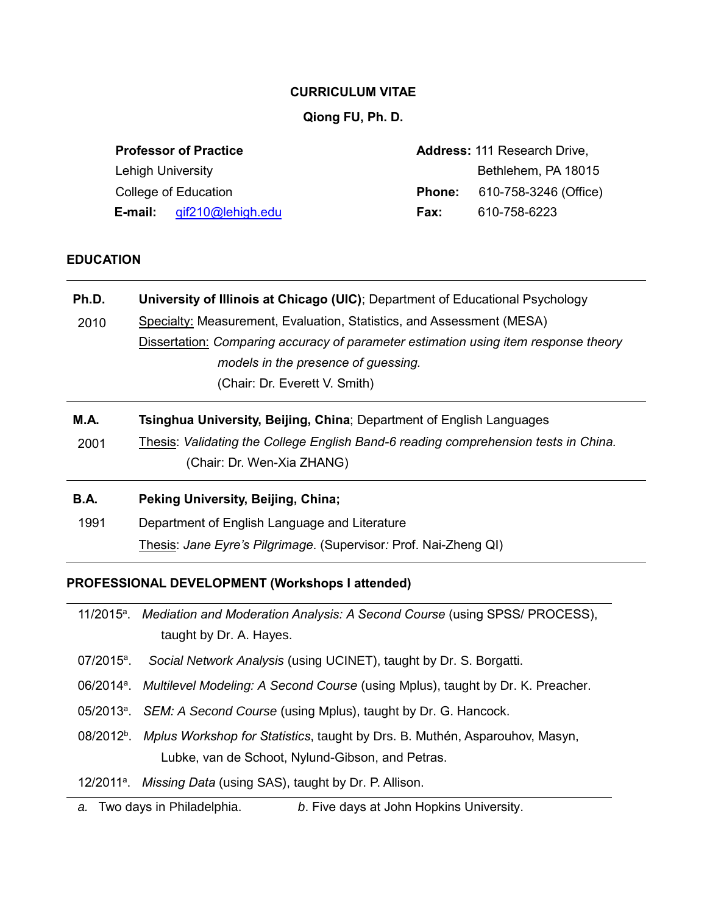# CURRICULUM VITAE

## Qiong FU, Ph. D.

**Professor of Practice**
Lehigh University
College of Education
**E-mail:** qif210@lehigh.edu

**Address:** 111 Research Drive,
Bethlehem, PA 18015
**Phone:** 610-758-3246 (Office)
**Fax:** 610-758-6223

## EDUCATION

**Ph.D.** 2010
**University of Illinois at Chicago (UIC)**; Department of Educational Psychology
Specialty: Measurement, Evaluation, Statistics, and Assessment (MESA)
Dissertation: *Comparing accuracy of parameter estimation using item response theory models in the presence of guessing.*
(Chair: Dr. Everett V. Smith)

**M.A.** 2001
**Tsinghua University, Beijing, China**; Department of English Languages
Thesis: *Validating the College English Band-6 reading comprehension tests in China.*
(Chair: Dr. Wen-Xia ZHANG)

**B.A.** 1991
**Peking University, Beijing, China;**
Department of English Language and Literature
Thesis: *Jane Eyre's Pilgrimage*. (Supervisor: Prof. Nai-Zheng QI)

## PROFESSIONAL DEVELOPMENT (Workshops I attended)

- 11/2015[a]. *Mediation and Moderation Analysis: A Second Course* (using SPSS/ PROCESS), taught by Dr. A. Hayes.
- 07/2015[a]. *Social Network Analysis* (using UCINET), taught by Dr. S. Borgatti.
- 06/2014[a]. *Multilevel Modeling: A Second Course* (using Mplus), taught by Dr. K. Preacher.
- 05/2013[a]. *SEM: A Second Course* (using Mplus), taught by Dr. G. Hancock.
- 08/2012[b]. *Mplus Workshop for Statistics*, taught by Drs. B. Muthén, Asparouhov, Masyn, Lubke, van de Schoot, Nylund-Gibson, and Petras.
- 12/2011[a]. *Missing Data* (using SAS), taught by Dr. P. Allison.

*a.* Two days in Philadelphia. *b*. Five days at John Hopkins University.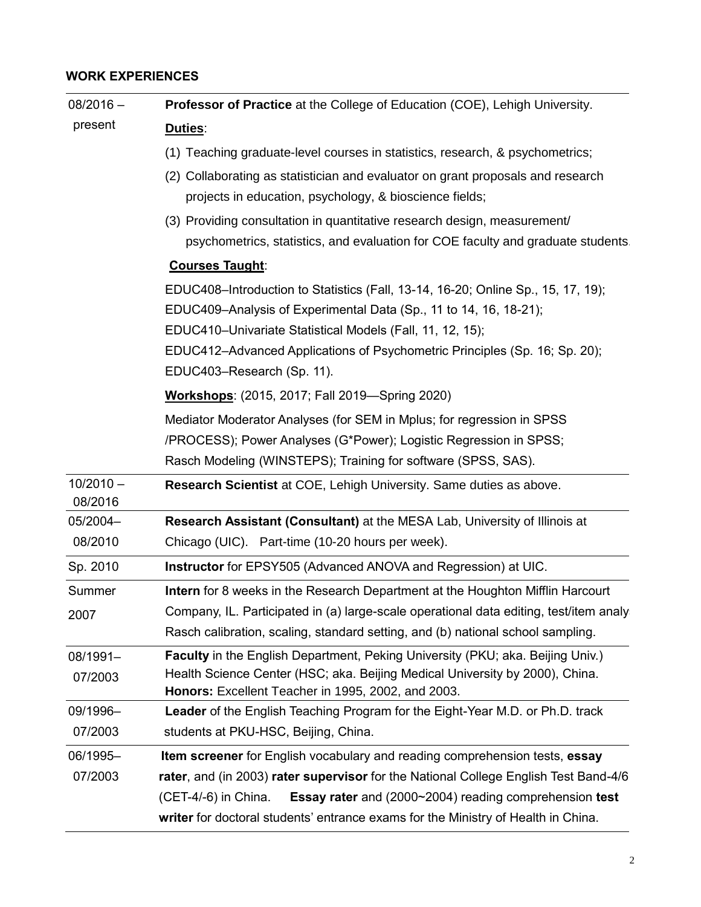## WORK EXPERIENCES

| | |
|---|---|
| 08/2016 – present | **Professor of Practice** at the College of Education (COE), Lehigh University.<br>**Duties**:<br>(1) Teaching graduate-level courses in statistics, research, & psychometrics;<br>(2) Collaborating as statistician and evaluator on grant proposals and research projects in education, psychology, & bioscience fields;<br>(3) Providing consultation in quantitative research design, measurement/ psychometrics, statistics, and evaluation for COE faculty and graduate students.<br>**Courses Taught**:<br>EDUC408–Introduction to Statistics (Fall, 13-14, 16-20; Online Sp., 15, 17, 19);<br>EDUC409–Analysis of Experimental Data (Sp., 11 to 14, 16, 18-21);<br>EDUC410–Univariate Statistical Models (Fall, 11, 12, 15);<br>EDUC412–Advanced Applications of Psychometric Principles (Sp. 16; Sp. 20);<br>EDUC403–Research (Sp. 11).<br>**Workshops**: (2015, 2017; Fall 2019—Spring 2020)<br>Mediator Moderator Analyses (for SEM in Mplus; for regression in SPSS /PROCESS); Power Analyses (G*Power); Logistic Regression in SPSS; Rasch Modeling (WINSTEPS); Training for software (SPSS, SAS). |
| 10/2010 – 08/2016 | **Research Scientist** at COE, Lehigh University. Same duties as above. |
| 05/2004– 08/2010 | **Research Assistant (Consultant)** at the MESA Lab, University of Illinois at Chicago (UIC). Part-time (10-20 hours per week). |
| Sp. 2010 | **Instructor** for EPSY505 (Advanced ANOVA and Regression) at UIC. |
| Summer 2007 | **Intern** for 8 weeks in the Research Department at the Houghton Mifflin Harcourt Company, IL. Participated in (a) large-scale operational data editing, test/item analy Rasch calibration, scaling, standard setting, and (b) national school sampling. |
| 08/1991– 07/2003 | **Faculty** in the English Department, Peking University (PKU; aka. Beijing Univ.) Health Science Center (HSC; aka. Beijing Medical University by 2000), China.<br>**Honors:** Excellent Teacher in 1995, 2002, and 2003. |
| 09/1996– 07/2003 | **Leader** of the English Teaching Program for the Eight-Year M.D. or Ph.D. track students at PKU-HSC, Beijing, China. |
| 06/1995– 07/2003 | **Item screener** for English vocabulary and reading comprehension tests, **essay rater**, and (in 2003) **rater supervisor** for the National College English Test Band-4/6 (CET-4/-6) in China. **Essay rater** and (2000~2004) reading comprehension **test writer** for doctoral students' entrance exams for the Ministry of Health in China. |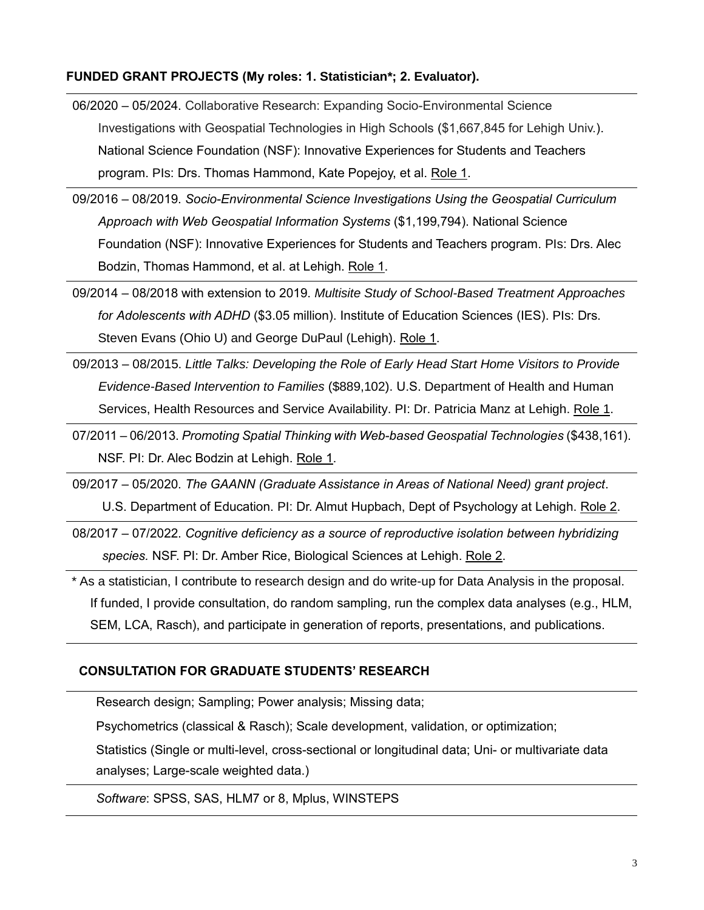**FUNDED GRANT PROJECTS (My roles: 1. Statistician*; 2. Evaluator).**

06/2020 – 05/2024. Collaborative Research: Expanding Socio-Environmental Science Investigations with Geospatial Technologies in High Schools ($1,667,845 for Lehigh Univ.). National Science Foundation (NSF): Innovative Experiences for Students and Teachers program. PIs: Drs. Thomas Hammond, Kate Popejoy, et al. <u>Role 1</u>.

09/2016 – 08/2019. *Socio-Environmental Science Investigations Using the Geospatial Curriculum Approach with Web Geospatial Information Systems* ($1,199,794). National Science Foundation (NSF): Innovative Experiences for Students and Teachers program. PIs: Drs. Alec Bodzin, Thomas Hammond, et al. at Lehigh. <u>Role 1</u>.

09/2014 – 08/2018 with extension to 2019. *Multisite Study of School-Based Treatment Approaches for Adolescents with ADHD* ($3.05 million). Institute of Education Sciences (IES). PIs: Drs. Steven Evans (Ohio U) and George DuPaul (Lehigh). <u>Role 1</u>.

09/2013 – 08/2015. *Little Talks: Developing the Role of Early Head Start Home Visitors to Provide Evidence-Based Intervention to Families* ($889,102). U.S. Department of Health and Human Services, Health Resources and Service Availability. PI: Dr. Patricia Manz at Lehigh. <u>Role 1</u>.

07/2011 – 06/2013. *Promoting Spatial Thinking with Web-based Geospatial Technologies* ($438,161). NSF. PI: Dr. Alec Bodzin at Lehigh. <u>Role 1</u>.

09/2017 – 05/2020. *The GAANN (Graduate Assistance in Areas of National Need) grant project*. U.S. Department of Education. PI: Dr. Almut Hupbach, Dept of Psychology at Lehigh. <u>Role 2</u>.

08/2017 – 07/2022. *Cognitive deficiency as a source of reproductive isolation between hybridizing species.* NSF. PI: Dr. Amber Rice, Biological Sciences at Lehigh. <u>Role 2</u>.

* As a statistician, I contribute to research design and do write-up for Data Analysis in the proposal. If funded, I provide consultation, do random sampling, run the complex data analyses (e.g., HLM, SEM, LCA, Rasch), and participate in generation of reports, presentations, and publications.

**CONSULTATION FOR GRADUATE STUDENTS' RESEARCH**

Research design; Sampling; Power analysis; Missing data;

Psychometrics (classical & Rasch); Scale development, validation, or optimization;

Statistics (Single or multi-level, cross-sectional or longitudinal data; Uni- or multivariate data analyses; Large-scale weighted data.)

*Software*: SPSS, SAS, HLM7 or 8, Mplus, WINSTEPS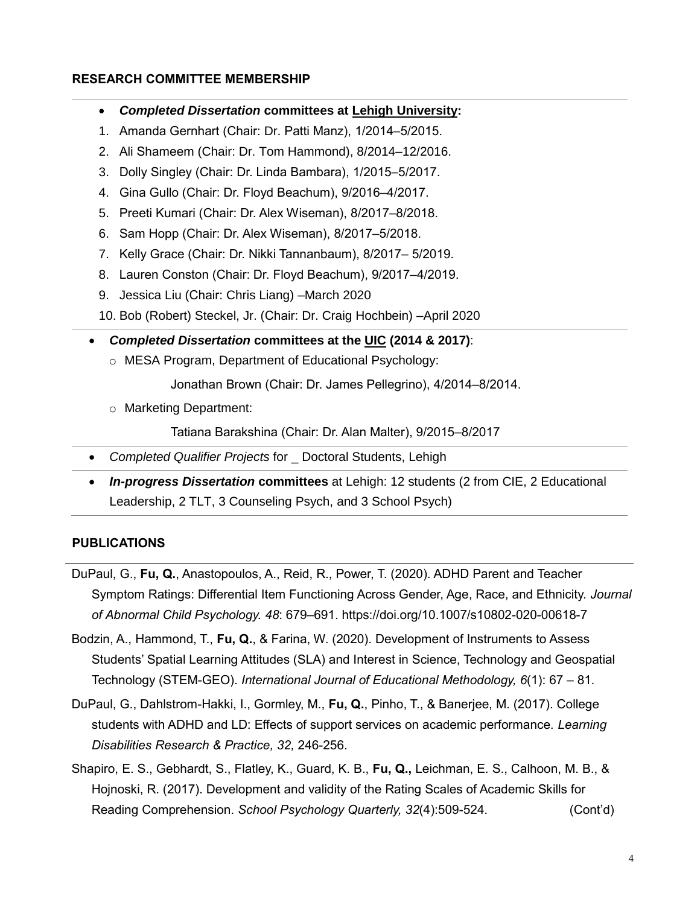## RESEARCH COMMITTEE MEMBERSHIP

- ***Completed Dissertation* committees at Lehigh University:**

1. Amanda Gernhart (Chair: Dr. Patti Manz), 1/2014–5/2015.
2. Ali Shameem (Chair: Dr. Tom Hammond), 8/2014–12/2016.
3. Dolly Singley (Chair: Dr. Linda Bambara), 1/2015–5/2017.
4. Gina Gullo (Chair: Dr. Floyd Beachum), 9/2016–4/2017.
5. Preeti Kumari (Chair: Dr. Alex Wiseman), 8/2017–8/2018.
6. Sam Hopp (Chair: Dr. Alex Wiseman), 8/2017–5/2018.
7. Kelly Grace (Chair: Dr. Nikki Tannanbaum), 8/2017– 5/2019.
8. Lauren Conston (Chair: Dr. Floyd Beachum), 9/2017–4/2019.
9. Jessica Liu (Chair: Chris Liang) –March 2020
10. Bob (Robert) Steckel, Jr. (Chair: Dr. Craig Hochbein) –April 2020

- ***Completed Dissertation* committees at the UIC (2014 & 2017)**:
  - MESA Program, Department of Educational Psychology:

    Jonathan Brown (Chair: Dr. James Pellegrino), 4/2014–8/2014.

  - Marketing Department:

    Tatiana Barakshina (Chair: Dr. Alan Malter), 9/2015–8/2017

- *Completed Qualifier Projects* for _ Doctoral Students, Lehigh
- ***In-progress Dissertation* committees** at Lehigh: 12 students (2 from CIE, 2 Educational Leadership, 2 TLT, 3 Counseling Psych, and 3 School Psych)

## PUBLICATIONS

DuPaul, G., **Fu, Q.**, Anastopoulos, A., Reid, R., Power, T. (2020). ADHD Parent and Teacher Symptom Ratings: Differential Item Functioning Across Gender, Age, Race, and Ethnicity. *Journal of Abnormal Child Psychology. 48*: 679–691. https://doi.org/10.1007/s10802-020-00618-7

Bodzin, A., Hammond, T., **Fu, Q.**, & Farina, W. (2020). Development of Instruments to Assess Students' Spatial Learning Attitudes (SLA) and Interest in Science, Technology and Geospatial Technology (STEM-GEO). *International Journal of Educational Methodology, 6*(1): 67 – 81.

DuPaul, G., Dahlstrom-Hakki, I., Gormley, M., **Fu, Q.**, Pinho, T., & Banerjee, M. (2017). College students with ADHD and LD: Effects of support services on academic performance. *Learning Disabilities Research & Practice, 32,* 246-256.

Shapiro, E. S., Gebhardt, S., Flatley, K., Guard, K. B., **Fu, Q.,** Leichman, E. S., Calhoon, M. B., & Hojnoski, R. (2017). Development and validity of the Rating Scales of Academic Skills for Reading Comprehension. *School Psychology Quarterly, 32*(4):509-524. (Cont'd)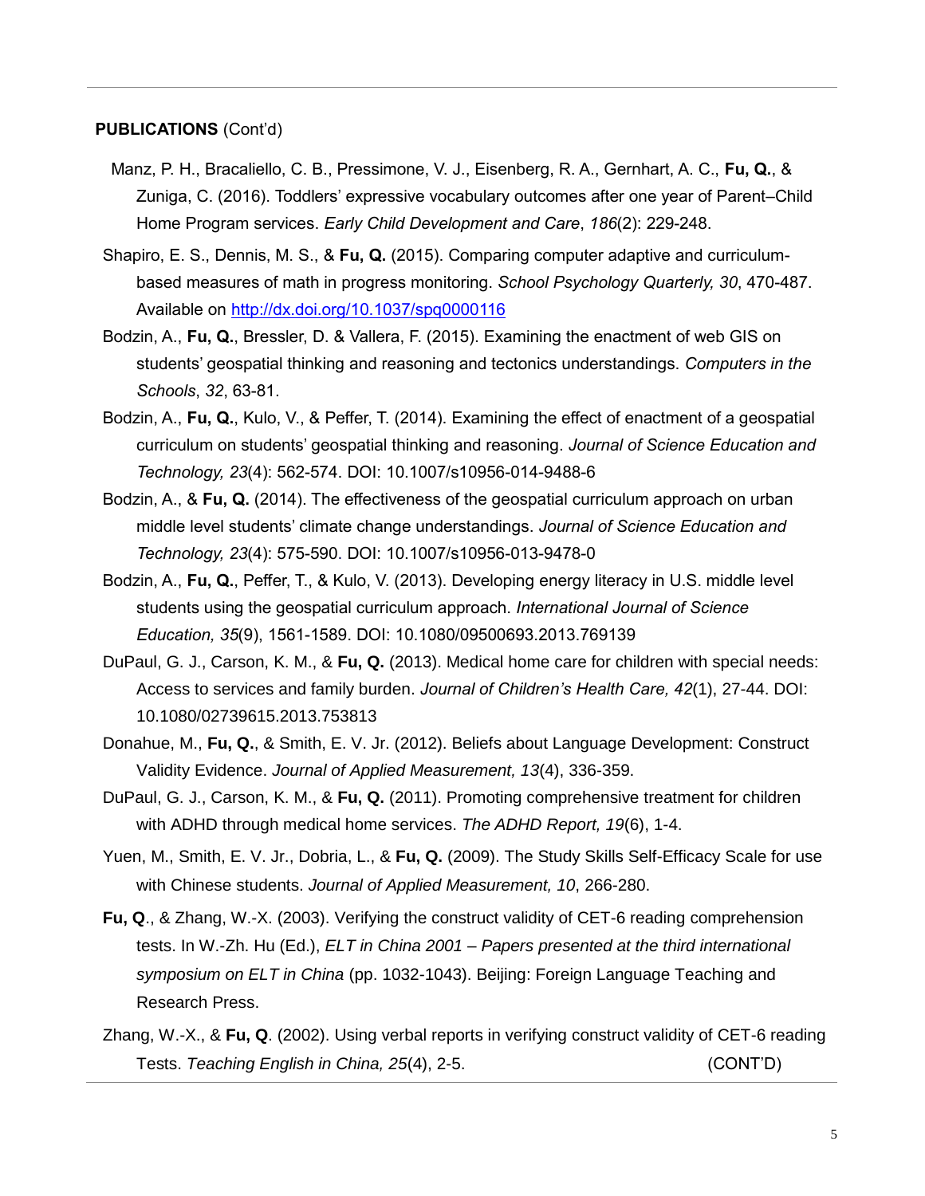**PUBLICATIONS** (Cont'd)

Manz, P. H., Bracaliello, C. B., Pressimone, V. J., Eisenberg, R. A., Gernhart, A. C., **Fu, Q.**, & Zuniga, C. (2016). Toddlers' expressive vocabulary outcomes after one year of Parent–Child Home Program services. *Early Child Development and Care*, *186*(2): 229-248.

Shapiro, E. S., Dennis, M. S., & **Fu, Q.** (2015). Comparing computer adaptive and curriculum-based measures of math in progress monitoring. *School Psychology Quarterly, 30*, 470-487. Available on http://dx.doi.org/10.1037/spq0000116

Bodzin, A., **Fu, Q.**, Bressler, D. & Vallera, F. (2015). Examining the enactment of web GIS on students' geospatial thinking and reasoning and tectonics understandings. *Computers in the Schools*, *32*, 63-81.

Bodzin, A., **Fu, Q.**, Kulo, V., & Peffer, T. (2014). Examining the effect of enactment of a geospatial curriculum on students' geospatial thinking and reasoning. *Journal of Science Education and Technology, 23*(4): 562-574. DOI: 10.1007/s10956-014-9488-6

Bodzin, A., & **Fu, Q.** (2014). The effectiveness of the geospatial curriculum approach on urban middle level students' climate change understandings. *Journal of Science Education and Technology, 23*(4): 575-590. DOI: 10.1007/s10956-013-9478-0

Bodzin, A., **Fu, Q.**, Peffer, T., & Kulo, V. (2013). Developing energy literacy in U.S. middle level students using the geospatial curriculum approach. *International Journal of Science Education, 35*(9), 1561-1589. DOI: 10.1080/09500693.2013.769139

DuPaul, G. J., Carson, K. M., & **Fu, Q.** (2013). Medical home care for children with special needs: Access to services and family burden. *Journal of Children's Health Care, 42*(1), 27-44. DOI: 10.1080/02739615.2013.753813

Donahue, M., **Fu, Q.**, & Smith, E. V. Jr. (2012). Beliefs about Language Development: Construct Validity Evidence. *Journal of Applied Measurement, 13*(4), 336-359.

DuPaul, G. J., Carson, K. M., & **Fu, Q.** (2011). Promoting comprehensive treatment for children with ADHD through medical home services. *The ADHD Report, 19*(6), 1-4.

Yuen, M., Smith, E. V. Jr., Dobria, L., & **Fu, Q.** (2009). The Study Skills Self-Efficacy Scale for use with Chinese students. *Journal of Applied Measurement, 10*, 266-280.

**Fu, Q**., & Zhang, W.-X. (2003). Verifying the construct validity of CET-6 reading comprehension tests. In W.-Zh. Hu (Ed.), *ELT in China 2001 – Papers presented at the third international symposium on ELT in China* (pp. 1032-1043). Beijing: Foreign Language Teaching and Research Press.

Zhang, W.-X., & **Fu, Q**. (2002). Using verbal reports in verifying construct validity of CET-6 reading Tests. *Teaching English in China, 25*(4), 2-5.

(CONT'D)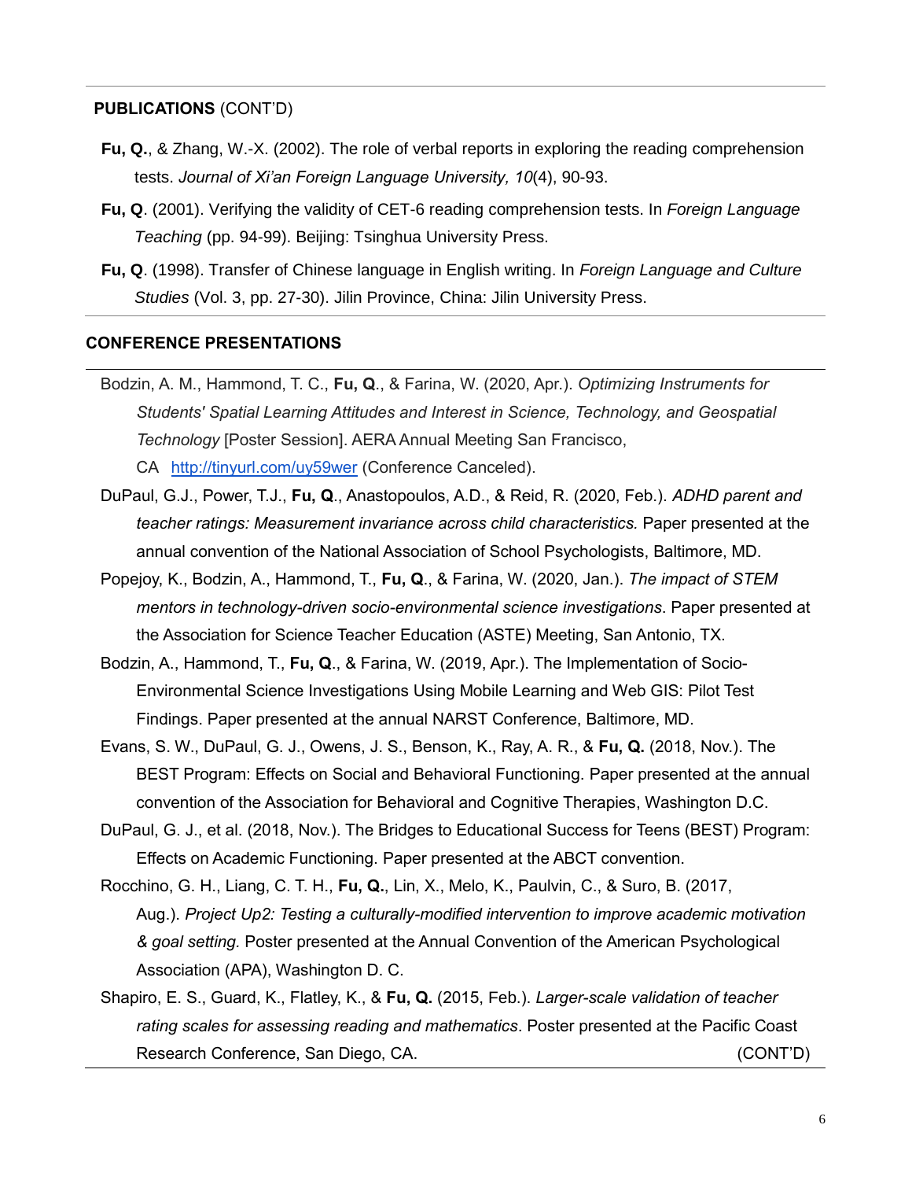**PUBLICATIONS** (CONT'D)

**Fu, Q.**, & Zhang, W.-X. (2002). The role of verbal reports in exploring the reading comprehension tests. *Journal of Xi'an Foreign Language University, 10*(4), 90-93.

**Fu, Q**. (2001). Verifying the validity of CET-6 reading comprehension tests. In *Foreign Language Teaching* (pp. 94-99). Beijing: Tsinghua University Press.

**Fu, Q**. (1998). Transfer of Chinese language in English writing. In *Foreign Language and Culture Studies* (Vol. 3, pp. 27-30). Jilin Province, China: Jilin University Press.

**CONFERENCE PRESENTATIONS**

Bodzin, A. M., Hammond, T. C., **Fu, Q**., & Farina, W. (2020, Apr.). *Optimizing Instruments for Students' Spatial Learning Attitudes and Interest in Science, Technology, and Geospatial Technology* [Poster Session]. AERA Annual Meeting San Francisco, CA http://tinyurl.com/uy59wer (Conference Canceled).

DuPaul, G.J., Power, T.J., **Fu, Q**., Anastopoulos, A.D., & Reid, R. (2020, Feb.). *ADHD parent and teacher ratings: Measurement invariance across child characteristics.* Paper presented at the annual convention of the National Association of School Psychologists, Baltimore, MD.

Popejoy, K., Bodzin, A., Hammond, T., **Fu, Q**., & Farina, W. (2020, Jan.). *The impact of STEM mentors in technology-driven socio-environmental science investigations*. Paper presented at the Association for Science Teacher Education (ASTE) Meeting, San Antonio, TX.

Bodzin, A., Hammond, T., **Fu, Q**., & Farina, W. (2019, Apr.). The Implementation of Socio-Environmental Science Investigations Using Mobile Learning and Web GIS: Pilot Test Findings. Paper presented at the annual NARST Conference, Baltimore, MD.

Evans, S. W., DuPaul, G. J., Owens, J. S., Benson, K., Ray, A. R., & **Fu, Q.** (2018, Nov.). The BEST Program: Effects on Social and Behavioral Functioning. Paper presented at the annual convention of the Association for Behavioral and Cognitive Therapies, Washington D.C.

DuPaul, G. J., et al. (2018, Nov.). The Bridges to Educational Success for Teens (BEST) Program: Effects on Academic Functioning. Paper presented at the ABCT convention.

Rocchino, G. H., Liang, C. T. H., **Fu, Q.**, Lin, X., Melo, K., Paulvin, C., & Suro, B. (2017, Aug.). *Project Up2: Testing a culturally-modified intervention to improve academic motivation & goal setting.* Poster presented at the Annual Convention of the American Psychological Association (APA), Washington D. C.

Shapiro, E. S., Guard, K., Flatley, K., & **Fu, Q.** (2015, Feb.). *Larger-scale validation of teacher rating scales for assessing reading and mathematics*. Poster presented at the Pacific Coast Research Conference, San Diego, CA. (CONT'D)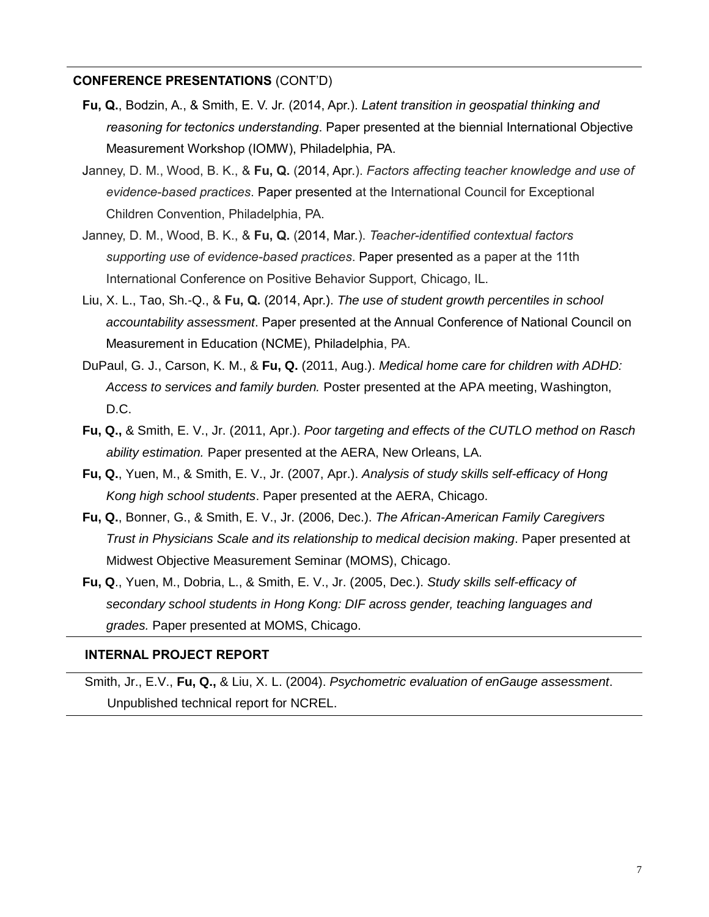## CONFERENCE PRESENTATIONS (CONT'D)

**Fu, Q.**, Bodzin, A., & Smith, E. V. Jr. (2014, Apr.). *Latent transition in geospatial thinking and reasoning for tectonics understanding*. Paper presented at the biennial International Objective Measurement Workshop (IOMW), Philadelphia, PA.

Janney, D. M., Wood, B. K., & **Fu, Q.** (2014, Apr.). *Factors affecting teacher knowledge and use of evidence-based practices*. Paper presented at the International Council for Exceptional Children Convention, Philadelphia, PA.

Janney, D. M., Wood, B. K., & **Fu, Q.** (2014, Mar.). *Teacher-identified contextual factors supporting use of evidence-based practices*. Paper presented as a paper at the 11th International Conference on Positive Behavior Support, Chicago, IL.

Liu, X. L., Tao, Sh.-Q., & **Fu, Q.** (2014, Apr.). *The use of student growth percentiles in school accountability assessment*. Paper presented at the Annual Conference of National Council on Measurement in Education (NCME), Philadelphia, PA.

DuPaul, G. J., Carson, K. M., & **Fu, Q.** (2011, Aug.). *Medical home care for children with ADHD: Access to services and family burden.* Poster presented at the APA meeting, Washington, D.C.

**Fu, Q.,** & Smith, E. V., Jr. (2011, Apr.). *Poor targeting and effects of the CUTLO method on Rasch ability estimation.* Paper presented at the AERA, New Orleans, LA.

**Fu, Q.**, Yuen, M., & Smith, E. V., Jr. (2007, Apr.). *Analysis of study skills self-efficacy of Hong Kong high school students*. Paper presented at the AERA, Chicago.

**Fu, Q.**, Bonner, G., & Smith, E. V., Jr. (2006, Dec.). *The African-American Family Caregivers Trust in Physicians Scale and its relationship to medical decision making*. Paper presented at Midwest Objective Measurement Seminar (MOMS), Chicago.

**Fu, Q**., Yuen, M., Dobria, L., & Smith, E. V., Jr. (2005, Dec.). *Study skills self-efficacy of secondary school students in Hong Kong: DIF across gender, teaching languages and grades.* Paper presented at MOMS, Chicago.

## INTERNAL PROJECT REPORT

Smith, Jr., E.V., **Fu, Q.,** & Liu, X. L. (2004). *Psychometric evaluation of enGauge assessment*. Unpublished technical report for NCREL.